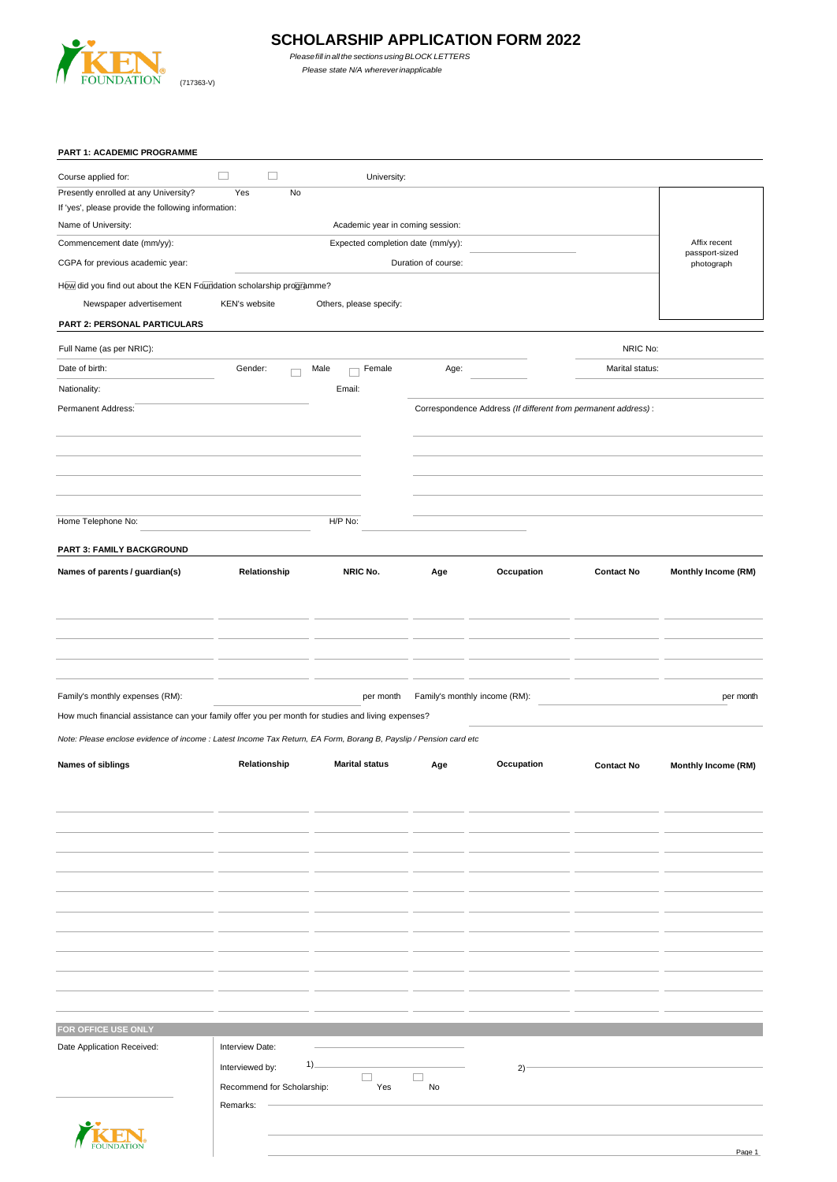KEN FOUNDATION (717363-V)

# SCHOLARSHIP APPLICATION FORM 2022

*Please fill in all the sections using BLOCK LETTERS*
*Please state N/A wherever inapplicable*

## PART 1: ACADEMIC PROGRAMME

Course applied for: ☐ ☐ University:

Presently enrolled at any University? Yes No

If 'yes', please provide the following information:

Name of University: Academic year in coming session:

Commencement date (mm/yy): Expected completion date (mm/yy):

CGPA for previous academic year: Duration of course:

Affix recent passport-sized photograph

How did you find out about the KEN Foundation scholarship programme?

Newspaper advertisement KEN's website Others, please specify:

## PART 2: PERSONAL PARTICULARS

Full Name (as per NRIC): NRIC No:

Date of birth: Gender: ☐ Male ☐ Female Age: Marital status:

Nationality: Email:

Permanent Address: Correspondence Address *(If different from permanent address)* :

Home Telephone No: H/P No:

## PART 3: FAMILY BACKGROUND

| Names of parents / guardian(s) | Relationship | NRIC No. | Age | Occupation | Contact No | Monthly Income (RM) |
|---|---|---|---|---|---|---|
| | | | | | | |
| | | | | | | |
| | | | | | | |
| | | | | | | |

Family's monthly expenses (RM): per month Family's monthly income (RM): per month

How much financial assistance can your family offer you per month for studies and living expenses?

*Note: Please enclose evidence of income : Latest Income Tax Return, EA Form, Borang B, Payslip / Pension card etc*

| Names of siblings | Relationship | Marital status | Age | Occupation | Contact No | Monthly Income (RM) |
|---|---|---|---|---|---|---|
| | | | | | | |
| | | | | | | |
| | | | | | | |
| | | | | | | |
| | | | | | | |
| | | | | | | |
| | | | | | | |
| | | | | | | |
| | | | | | | |
| | | | | | | |
| | | | | | | |

**FOR OFFICE USE ONLY**

Date Application Received:

Interview Date:

Interviewed by: 1) 2)

Recommend for Scholarship: ☐ Yes ☐ No

Remarks: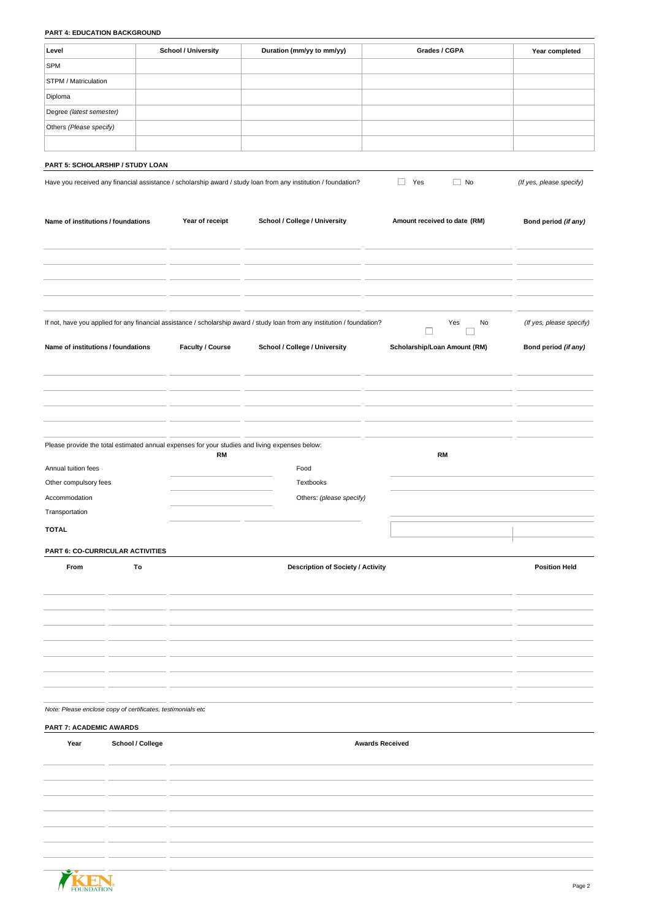### PART 4: EDUCATION BACKGROUND

| Level | School / University | Duration (mm/yy to mm/yy) | Grades / CGPA | Year completed |
|---|---|---|---|---|
| SPM | | | | |
| STPM / Matriculation | | | | |
| Diploma | | | | |
| Degree *(latest semester)* | | | | |
| Others *(Please specify)* | | | | |
| | | | | |

### PART 5: SCHOLARSHIP / STUDY LOAN

Have you received any financial assistance / scholarship award / study loan from any institution / foundation? ☐ Yes ☐ No *(If yes, please specify)*

| Name of institutions / foundations | Year of receipt | School / College / University | Amount received to date (RM) | Bond period *(if any)* |
|---|---|---|---|---|
| | | | | |
| | | | | |
| | | | | |
| | | | | |

If not, have you applied for any financial assistance / scholarship award / study loan from any institution / foundation? ☐ Yes ☐ No *(If yes, please specify)*

| Name of institutions / foundations | Faculty / Course | School / College / University | Scholarship/Loan Amount (RM) | Bond period *(if any)* |
|---|---|---|---|---|
| | | | | |
| | | | | |
| | | | | |
| | | | | |

Please provide the total estimated annual expenses for your studies and living expenses below:

| | RM | | RM |
|---|---|---|---|
| Annual tuition fees | | Food | |
| Other compulsory fees | | Textbooks | |
| Accommodation | | Others: *(please specify)* | |
| Transportation | | | |
| **TOTAL** | | | |

### PART 6: CO-CURRICULAR ACTIVITIES

| From | To | Description of Society / Activity | Position Held |
|---|---|---|---|
| | | | |
| | | | |
| | | | |
| | | | |
| | | | |
| | | | |
| | | | |
| | | | |

*Note: Please enclose copy of certificates, testimonials etc*

### PART 7: ACADEMIC AWARDS

| Year | School / College | Awards Received |
|---|---|---|
| | | |
| | | |
| | | |
| | | |
| | | |
| | | |
| | | |
| | | |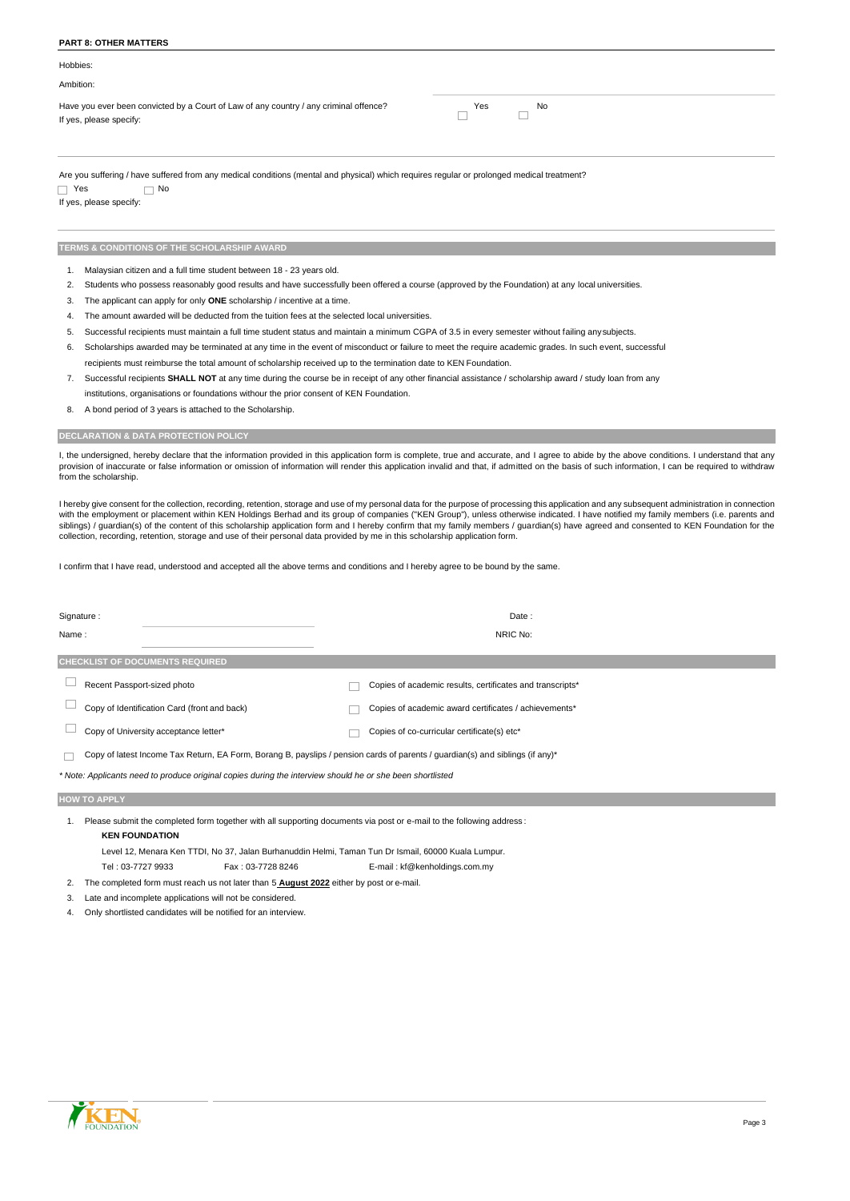## PART 8: OTHER MATTERS

Hobbies:

Ambition:

Have you ever been convicted by a Court of Law of any country / any criminal offence? ☐ Yes ☐ No

If yes, please specify:

Are you suffering / have suffered from any medical conditions (mental and physical) which requires regular or prolonged medical treatment?

☐ Yes ☐ No

If yes, please specify:

## TERMS & CONDITIONS OF THE SCHOLARSHIP AWARD

1. Malaysian citizen and a full time student between 18 - 23 years old.
2. Students who possess reasonably good results and have successfully been offered a course (approved by the Foundation) at any local universities.
3. The applicant can apply for only **ONE** scholarship / incentive at a time.
4. The amount awarded will be deducted from the tuition fees at the selected local universities.
5. Successful recipients must maintain a full time student status and maintain a minimum CGPA of 3.5 in every semester without failing anysubjects.
6. Scholarships awarded may be terminated at any time in the event of misconduct or failure to meet the require academic grades. In such event, successful recipients must reimburse the total amount of scholarship received up to the termination date to KEN Foundation.
7. Successful recipients **SHALL NOT** at any time during the course be in receipt of any other financial assistance / scholarship award / study loan from any institutions, organisations or foundations withour the prior consent of KEN Foundation.
8. A bond period of 3 years is attached to the Scholarship.

## DECLARATION & DATA PROTECTION POLICY

I, the undersigned, hereby declare that the information provided in this application form is complete, true and accurate, and I agree to abide by the above conditions. I understand that any provision of inaccurate or false information or omission of information will render this application invalid and that, if admitted on the basis of such information, I can be required to withdraw from the scholarship.

I hereby give consent for the collection, recording, retention, storage and use of my personal data for the purpose of processing this application and any subsequent administration in connection with the employment or placement within KEN Holdings Berhad and its group of companies ("KEN Group"), unless otherwise indicated. I have notified my family members (i.e. parents and siblings) / guardian(s) of the content of this scholarship application form and I hereby confirm that my family members / guardian(s) have agreed and consented to KEN Foundation for the collection, recording, retention, storage and use of their personal data provided by me in this scholarship application form.

I confirm that I have read, understood and accepted all the above terms and conditions and I hereby agree to be bound by the same.

Signature : Date :

Name : NRIC No:

## CHECKLIST OF DOCUMENTS REQUIRED

- ☐ Recent Passport-sized photo
- ☐ Copy of Identification Card (front and back)
- ☐ Copy of University acceptance letter*
- ☐ Copies of academic results, certificates and transcripts*
- ☐ Copies of academic award certificates / achievements*
- ☐ Copies of co-curricular certificate(s) etc*
- ☐ Copy of latest Income Tax Return, EA Form, Borang B, payslips / pension cards of parents / guardian(s) and siblings (if any)*

*\* Note: Applicants need to produce original copies during the interview should he or she been shortlisted*

## HOW TO APPLY

1. Please submit the completed form together with all supporting documents via post or e-mail to the following address:

   **KEN FOUNDATION**

   Level 12, Menara Ken TTDI, No 37, Jalan Burhanuddin Helmi, Taman Tun Dr Ismail, 60000 Kuala Lumpur.

   Tel : 03-7727 9933 Fax : 03-7728 8246 E-mail : kf@kenholdings.com.my

2. The completed form must reach us not later than 5 **August 2022** either by post or e-mail.
3. Late and incomplete applications will not be considered.
4. Only shortlisted candidates will be notified for an interview.